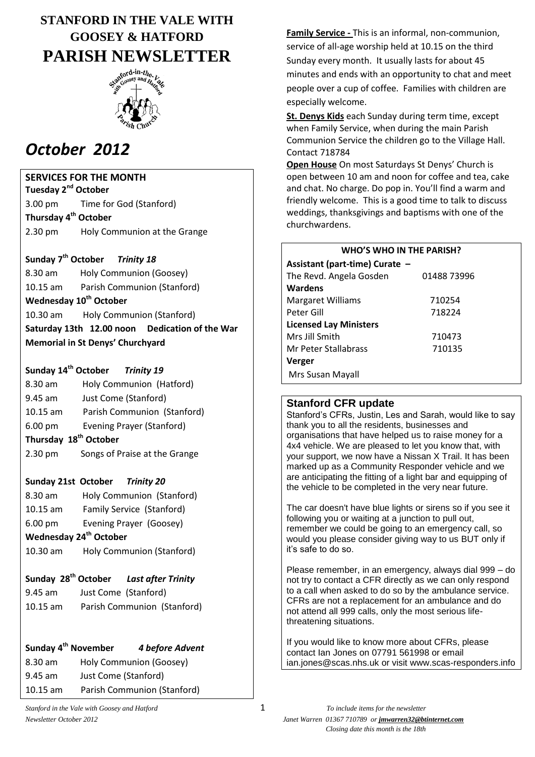# STANFORD IN THE VALE WITH GOOSEY & HATFORD

# PARISH NEWSLETTER

# *October 2012*

## SERVICES FOR THE MONTH

**Tuesday 2nd October**

3.00 pm Time for God (Stanford)

**Thursday 4th October**

2.30 pm Holy Communion at the Grange

**Sunday 7th October** ***Trinity 18***

8.30 am Holy Communion (Goosey)

10.15 am Parish Communion (Stanford)

**Wednesday 10th October**

10.30 am Holy Communion (Stanford)

**Saturday 13th 12.00 noon Dedication of the War Memorial in St Denys' Churchyard**

**Sunday 14th October** ***Trinity 19***

8.30 am Holy Communion (Hatford)

9.45 am Just Come (Stanford)

10.15 am Parish Communion (Stanford)

6.00 pm Evening Prayer (Stanford)

**Thursday 18th October**

2.30 pm Songs of Praise at the Grange

**Sunday 21st October** ***Trinity 20***

8.30 am Holy Communion (Stanford)

10.15 am Family Service (Stanford)

6.00 pm Evening Prayer (Goosey)

**Wednesday 24th October**

10.30 am Holy Communion (Stanford)

**Sunday 28th October** ***Last after Trinity***

9.45 am Just Come (Stanford)

10.15 am Parish Communion (Stanford)

**Sunday 4th November** ***4 before Advent***

8.30 am Holy Communion (Goosey)

9.45 am Just Come (Stanford)

10.15 am Parish Communion (Stanford)

**Family Service -** This is an informal, non-communion, service of all-age worship held at 10.15 on the third Sunday every month. It usually lasts for about 45 minutes and ends with an opportunity to chat and meet people over a cup of coffee. Families with children are especially welcome.

**St. Denys Kids** each Sunday during term time, except when Family Service, when during the main Parish Communion Service the children go to the Village Hall. Contact 718784

**Open House** On most Saturdays St Denys' Church is open between 10 am and noon for coffee and tea, cake and chat. No charge. Do pop in. You'll find a warm and friendly welcome. This is a good time to talk to discuss weddings, thanksgivings and baptisms with one of the churchwardens.

## WHO'S WHO IN THE PARISH?

**Assistant (part-time) Curate –**

| | |
|---|---|
| The Revd. Angela Gosden | 01488 73996 |
| **Wardens** | |
| Margaret Williams | 710254 |
| Peter Gill | 718224 |
| **Licensed Lay Ministers** | |
| Mrs Jill Smith | 710473 |
| Mr Peter Stallabrass | 710135 |
| **Verger** | |
| Mrs Susan Mayall | |

## Stanford CFR update

Stanford's CFRs, Justin, Les and Sarah, would like to say thank you to all the residents, businesses and organisations that have helped us to raise money for a 4x4 vehicle. We are pleased to let you know that, with your support, we now have a Nissan X Trail. It has been marked up as a Community Responder vehicle and we are anticipating the fitting of a light bar and equipping of the vehicle to be completed in the very near future.

The car doesn't have blue lights or sirens so if you see it following you or waiting at a junction to pull out, remember we could be going to an emergency call, so would you please consider giving way to us BUT only if it's safe to do so.

Please remember, in an emergency, always dial 999 – do not try to contact a CFR directly as we can only respond to a call when asked to do so by the ambulance service. CFRs are not a replacement for an ambulance and do not attend all 999 calls, only the most serious life-threatening situations.

If you would like to know more about CFRs, please contact Ian Jones on 07791 561998 or email ian.jones@scas.nhs.uk or visit www.scas-responders.info

*To include items for the newsletter Janet Warren 01367 710789 or jmwarren32@btinternet.com Closing date this month is the 18th*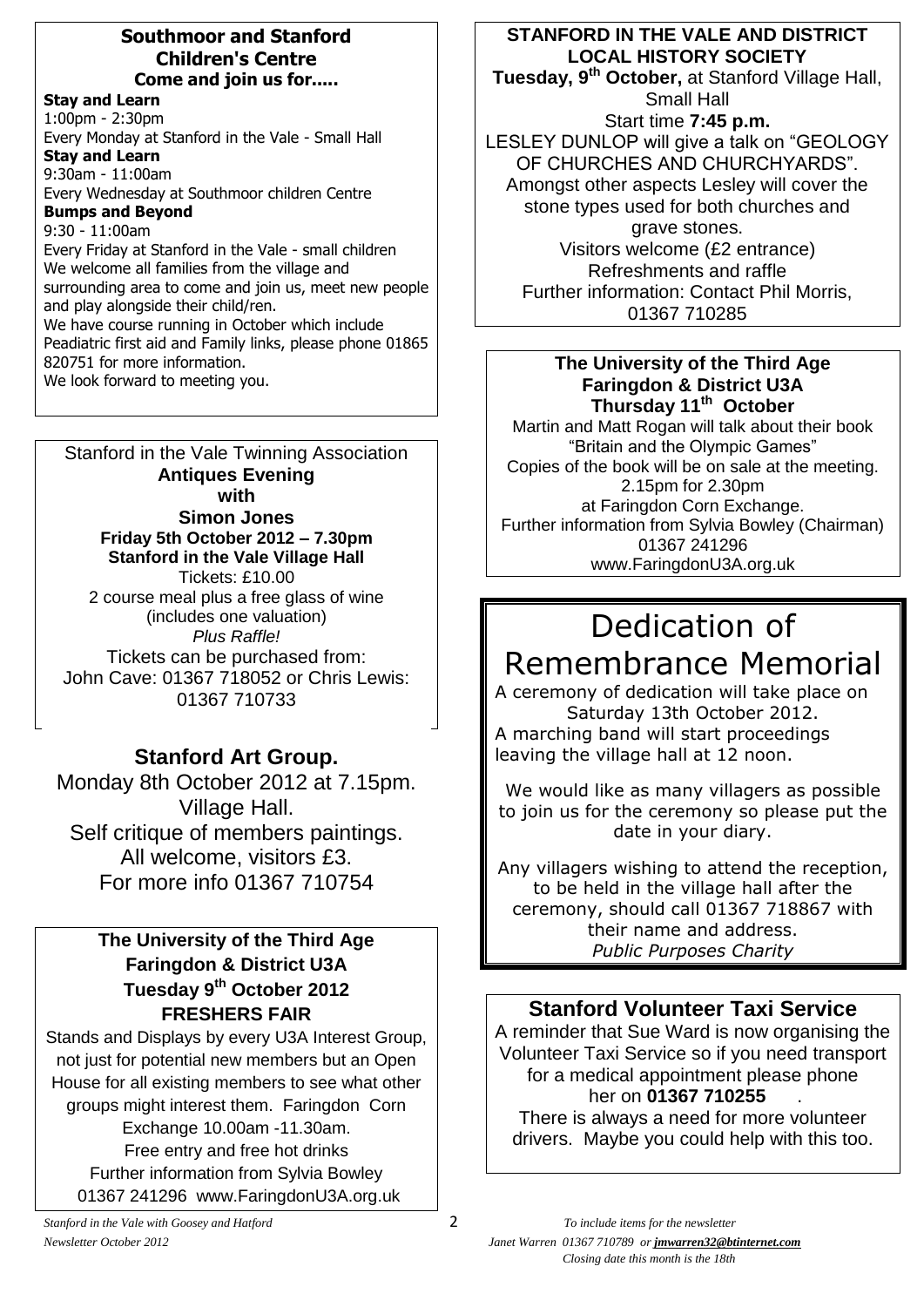## Southmoor and Stanford Children's Centre

**Come and join us for.....**

**Stay and Learn**
1:00pm - 2:30pm
Every Monday at Stanford in the Vale - Small Hall

**Stay and Learn**
9:30am - 11:00am
Every Wednesday at Southmoor children Centre

**Bumps and Beyond**
9:30 - 11:00am
Every Friday at Stanford in the Vale - small children

We welcome all families from the village and surrounding area to come and join us, meet new people and play alongside their child/ren.
We have course running in October which include Peadiatric first aid and Family links, please phone 01865 820751 for more information.
We look forward to meeting you.

---

Stanford in the Vale Twinning Association

**Antiques Evening**
**with**
**Simon Jones**

**Friday 5th October 2012 – 7.30pm**
**Stanford in the Vale Village Hall**

Tickets: £10.00
2 course meal plus a free glass of wine
(includes one valuation)
*Plus Raffle!*

Tickets can be purchased from:
John Cave: 01367 718052 or Chris Lewis: 01367 710733

---

## Stanford Art Group.

Monday 8th October 2012 at 7.15pm.
Village Hall.
Self critique of members paintings.
All welcome, visitors £3.
For more info 01367 710754

---

**The University of the Third Age**
**Faringdon & District U3A**
**Tuesday 9th October 2012**
**FRESHERS FAIR**

Stands and Displays by every U3A Interest Group, not just for potential new members but an Open House for all existing members to see what other groups might interest them. Faringdon Corn Exchange 10.00am -11.30am.
Free entry and free hot drinks
Further information from Sylvia Bowley
01367 241296 www.FaringdonU3A.org.uk

---

**STANFORD IN THE VALE AND DISTRICT LOCAL HISTORY SOCIETY**

**Tuesday, 9th October,** at Stanford Village Hall, Small Hall
Start time **7:45 p.m.**

LESLEY DUNLOP will give a talk on "GEOLOGY OF CHURCHES AND CHURCHYARDS".
Amongst other aspects Lesley will cover the stone types used for both churches and grave stones.
Visitors welcome (£2 entrance)
Refreshments and raffle
Further information: Contact Phil Morris, 01367 710285

---

**The University of the Third Age**
**Faringdon & District U3A**
**Thursday 11th October**

Martin and Matt Rogan will talk about their book "Britain and the Olympic Games"
Copies of the book will be on sale at the meeting.
2.15pm for 2.30pm
at Faringdon Corn Exchange.
Further information from Sylvia Bowley (Chairman)
01367 241296
www.FaringdonU3A.org.uk

---

# Dedication of Remembrance Memorial

A ceremony of dedication will take place on Saturday 13th October 2012.
A marching band will start proceedings leaving the village hall at 12 noon.

We would like as many villagers as possible to join us for the ceremony so please put the date in your diary.

Any villagers wishing to attend the reception, to be held in the village hall after the ceremony, should call 01367 718867 with their name and address.
*Public Purposes Charity*

---

## Stanford Volunteer Taxi Service

A reminder that Sue Ward is now organising the Volunteer Taxi Service so if you need transport for a medical appointment please phone her on **01367 710255** .
There is always a need for more volunteer drivers. Maybe you could help with this too.

---

*To include items for the newsletter*
*Janet Warren 01367 710789 or jmwarren32@btinternet.com*
*Closing date this month is the 18th*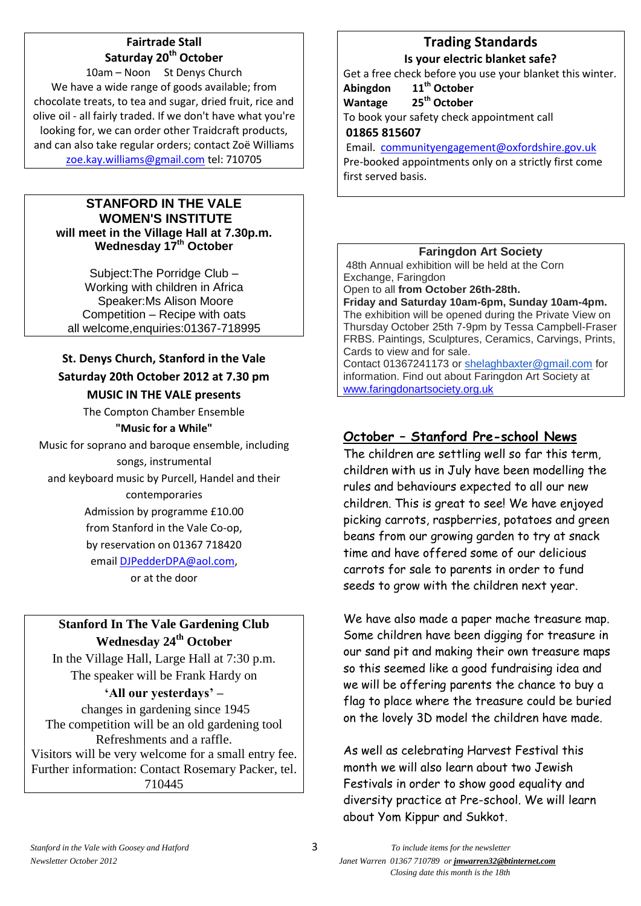## Fairtrade Stall

**Saturday 20th October**

10am – Noon St Denys Church

We have a wide range of goods available; from chocolate treats, to tea and sugar, dried fruit, rice and olive oil - all fairly traded. If we don't have what you're looking for, we can order other Traidcraft products, and can also take regular orders; contact Zoë Williams zoe.kay.williams@gmail.com tel: 710705

## STANFORD IN THE VALE WOMEN'S INSTITUTE

**will meet in the Village Hall at 7.30p.m. Wednesday 17th October**

Subject:The Porridge Club – Working with children in Africa

Speaker:Ms Alison Moore

Competition – Recipe with oats

all welcome,enquiries:01367-718995

## St. Denys Church, Stanford in the Vale

**Saturday 20th October 2012 at 7.30 pm**

**MUSIC IN THE VALE presents**

The Compton Chamber Ensemble

**"Music for a While"**

Music for soprano and baroque ensemble, including songs, instrumental and keyboard music by Purcell, Handel and their contemporaries

Admission by programme £10.00 from Stanford in the Vale Co-op, by reservation on 01367 718420 email DJPedderDPA@aol.com, or at the door

## Stanford In The Vale Gardening Club

**Wednesday 24th October**

In the Village Hall, Large Hall at 7:30 p.m.

The speaker will be Frank Hardy on

**'All our yesterdays'** – changes in gardening since 1945

The competition will be an old gardening tool

Refreshments and a raffle.

Visitors will be very welcome for a small entry fee.

Further information: Contact Rosemary Packer, tel. 710445

## Trading Standards

**Is your electric blanket safe?**

Get a free check before you use your blanket this winter.

**Abingdon** **11th October**

**Wantage** **25th October**

To book your safety check appointment call

**01865 815607**

Email. communityengagement@oxfordshire.gov.uk

Pre-booked appointments only on a strictly first come first served basis.

## Faringdon Art Society

48th Annual exhibition will be held at the Corn Exchange, Faringdon

Open to all **from October 26th-28th.**

**Friday and Saturday 10am-6pm, Sunday 10am-4pm.**

The exhibition will be opened during the Private View on Thursday October 25th 7-9pm by Tessa Campbell-Fraser FRBS. Paintings, Sculptures, Ceramics, Carvings, Prints, Cards to view and for sale.

Contact 01367241173 or shelaghbaxter@gmail.com for information. Find out about Faringdon Art Society at www.faringdonartsociety.org.uk

## October – Stanford Pre-school News

The children are settling well so far this term, children with us in July have been modelling the rules and behaviours expected to all our new children. This is great to see! We have enjoyed picking carrots, raspberries, potatoes and green beans from our growing garden to try at snack time and have offered some of our delicious carrots for sale to parents in order to fund seeds to grow with the children next year.

We have also made a paper mache treasure map. Some children have been digging for treasure in our sand pit and making their own treasure maps so this seemed like a good fundraising idea and we will be offering parents the chance to buy a flag to place where the treasure could be buried on the lovely 3D model the children have made.

As well as celebrating Harvest Festival this month we will also learn about two Jewish Festivals in order to show good equality and diversity practice at Pre-school. We will learn about Yom Kippur and Sukkot.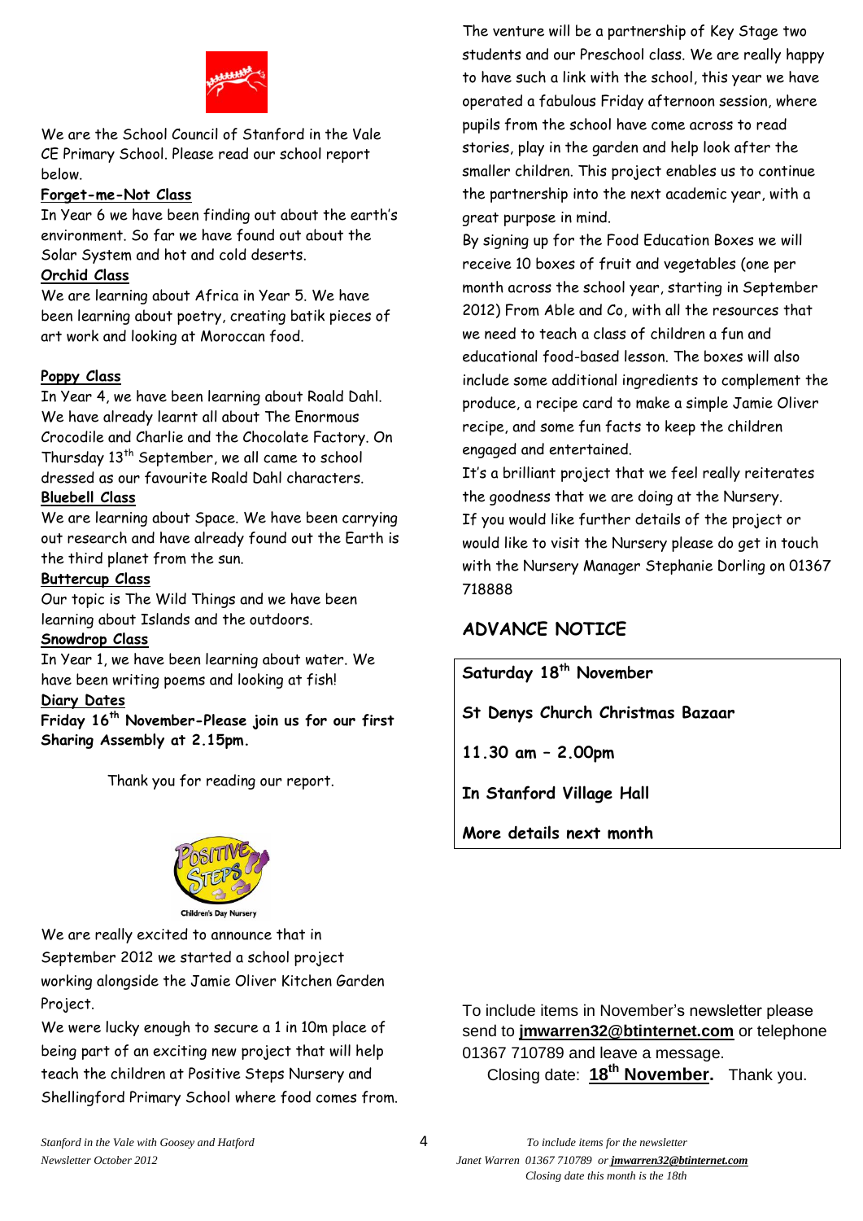We are the School Council of Stanford in the Vale CE Primary School. Please read our school report below.

**Forget-me-Not Class**

In Year 6 we have been finding out about the earth's environment. So far we have found out about the Solar System and hot and cold deserts.

**Orchid Class**

We are learning about Africa in Year 5. We have been learning about poetry, creating batik pieces of art work and looking at Moroccan food.

**Poppy Class**

In Year 4, we have been learning about Roald Dahl. We have already learnt all about The Enormous Crocodile and Charlie and the Chocolate Factory. On Thursday 13th September, we all came to school dressed as our favourite Roald Dahl characters.

**Bluebell Class**

We are learning about Space. We have been carrying out research and have already found out the Earth is the third planet from the sun.

**Buttercup Class**

Our topic is The Wild Things and we have been learning about Islands and the outdoors.

**Snowdrop Class**

In Year 1, we have been learning about water. We have been writing poems and looking at fish!

**Diary Dates**

**Friday 16th November-Please join us for our first Sharing Assembly at 2.15pm.**

Thank you for reading our report.

Children's Day Nursery

We are really excited to announce that in September 2012 we started a school project working alongside the Jamie Oliver Kitchen Garden Project.

We were lucky enough to secure a 1 in 10m place of being part of an exciting new project that will help teach the children at Positive Steps Nursery and Shellingford Primary School where food comes from.

The venture will be a partnership of Key Stage two students and our Preschool class. We are really happy to have such a link with the school, this year we have operated a fabulous Friday afternoon session, where pupils from the school have come across to read stories, play in the garden and help look after the smaller children. This project enables us to continue the partnership into the next academic year, with a great purpose in mind.

By signing up for the Food Education Boxes we will receive 10 boxes of fruit and vegetables (one per month across the school year, starting in September 2012) From Able and Co, with all the resources that we need to teach a class of children a fun and educational food-based lesson. The boxes will also include some additional ingredients to complement the produce, a recipe card to make a simple Jamie Oliver recipe, and some fun facts to keep the children engaged and entertained.

It's a brilliant project that we feel really reiterates the goodness that we are doing at the Nursery.

If you would like further details of the project or would like to visit the Nursery please do get in touch with the Nursery Manager Stephanie Dorling on 01367 718888

## ADVANCE NOTICE

**Saturday 18th November**

**St Denys Church Christmas Bazaar**

**11.30 am – 2.00pm**

**In Stanford Village Hall**

**More details next month**

To include items in November's newsletter please send to **jmwarren32@btinternet.com** or telephone 01367 710789 and leave a message.

Closing date: **18th November.** Thank you.